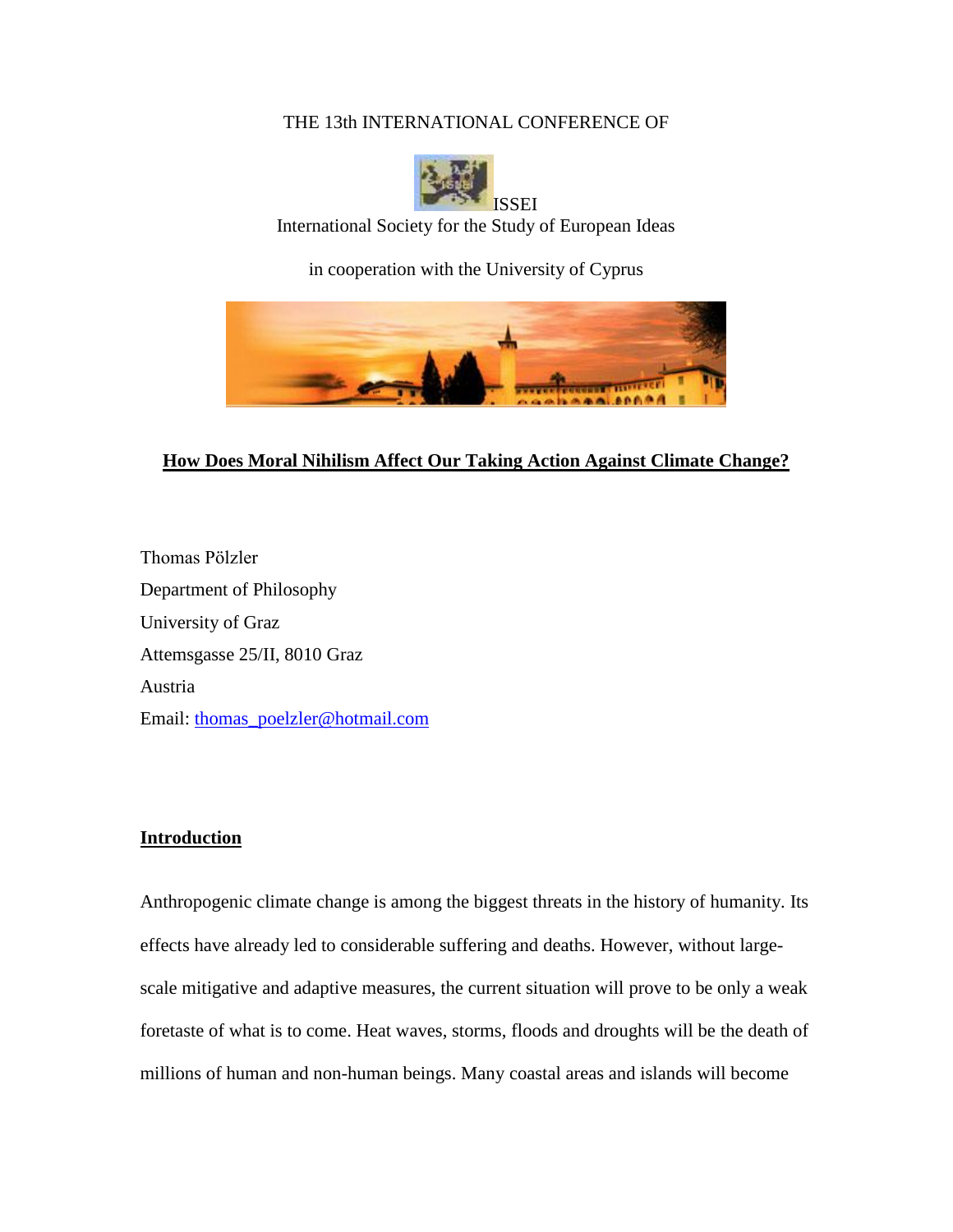THE 13th INTERNATIONAL CONFERENCE OF

ISSEI

International Society for the Study of European Ideas

in cooperation with the University of Cyprus

# How Does Moral Nihilism Affect Our Taking Action Against Climate Change?

Thomas Pölzler
Department of Philosophy
University of Graz
Attemsgasse 25/II, 8010 Graz
Austria
Email: thomas_poelzler@hotmail.com

## Introduction

Anthropogenic climate change is among the biggest threats in the history of humanity. Its effects have already led to considerable suffering and deaths. However, without large-scale mitigative and adaptive measures, the current situation will prove to be only a weak foretaste of what is to come. Heat waves, storms, floods and droughts will be the death of millions of human and non-human beings. Many coastal areas and islands will become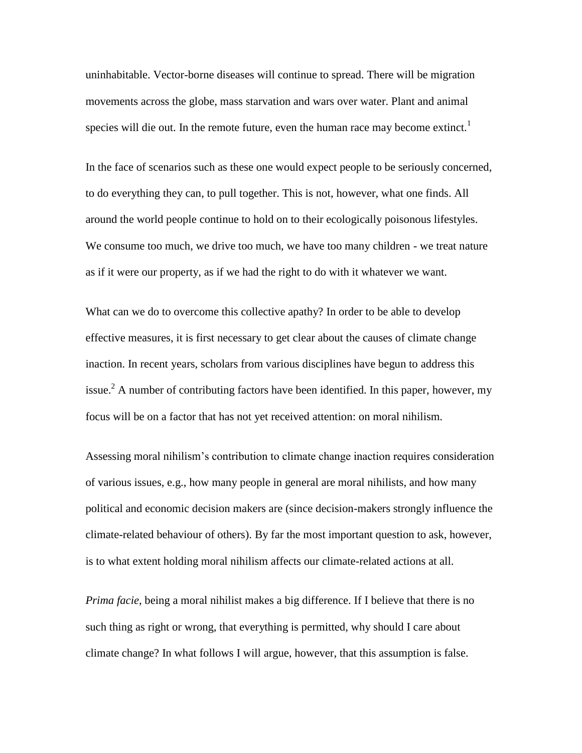uninhabitable. Vector-borne diseases will continue to spread. There will be migration movements across the globe, mass starvation and wars over water. Plant and animal species will die out. In the remote future, even the human race may become extinct.[1]

In the face of scenarios such as these one would expect people to be seriously concerned, to do everything they can, to pull together. This is not, however, what one finds. All around the world people continue to hold on to their ecologically poisonous lifestyles. We consume too much, we drive too much, we have too many children - we treat nature as if it were our property, as if we had the right to do with it whatever we want.

What can we do to overcome this collective apathy? In order to be able to develop effective measures, it is first necessary to get clear about the causes of climate change inaction. In recent years, scholars from various disciplines have begun to address this issue.[2] A number of contributing factors have been identified. In this paper, however, my focus will be on a factor that has not yet received attention: on moral nihilism.

Assessing moral nihilism's contribution to climate change inaction requires consideration of various issues, e.g., how many people in general are moral nihilists, and how many political and economic decision makers are (since decision-makers strongly influence the climate-related behaviour of others). By far the most important question to ask, however, is to what extent holding moral nihilism affects our climate-related actions at all.

*Prima facie*, being a moral nihilist makes a big difference. If I believe that there is no such thing as right or wrong, that everything is permitted, why should I care about climate change? In what follows I will argue, however, that this assumption is false.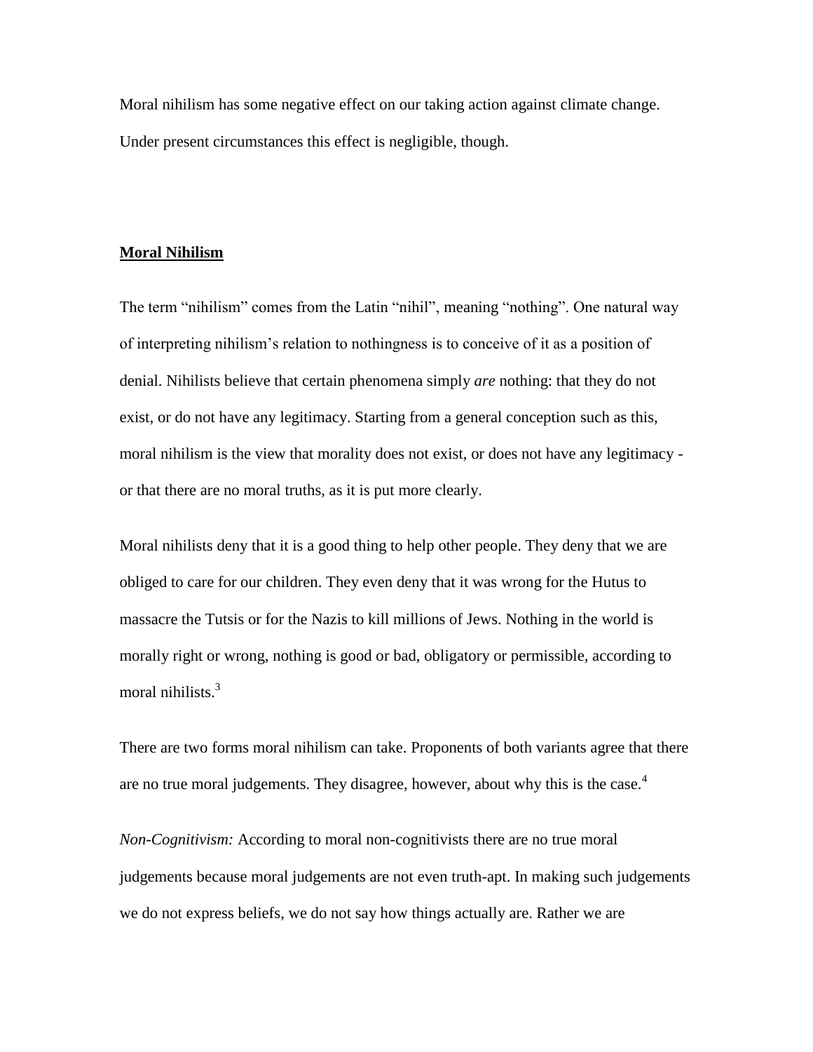Moral nihilism has some negative effect on our taking action against climate change. Under present circumstances this effect is negligible, though.

## **Moral Nihilism**

The term "nihilism" comes from the Latin "nihil", meaning "nothing". One natural way of interpreting nihilism's relation to nothingness is to conceive of it as a position of denial. Nihilists believe that certain phenomena simply *are* nothing: that they do not exist, or do not have any legitimacy. Starting from a general conception such as this, moral nihilism is the view that morality does not exist, or does not have any legitimacy - or that there are no moral truths, as it is put more clearly.

Moral nihilists deny that it is a good thing to help other people. They deny that we are obliged to care for our children. They even deny that it was wrong for the Hutus to massacre the Tutsis or for the Nazis to kill millions of Jews. Nothing in the world is morally right or wrong, nothing is good or bad, obligatory or permissible, according to moral nihilists.[3]

There are two forms moral nihilism can take. Proponents of both variants agree that there are no true moral judgements. They disagree, however, about why this is the case.[4]

*Non-Cognitivism:* According to moral non-cognitivists there are no true moral judgements because moral judgements are not even truth-apt. In making such judgements we do not express beliefs, we do not say how things actually are. Rather we are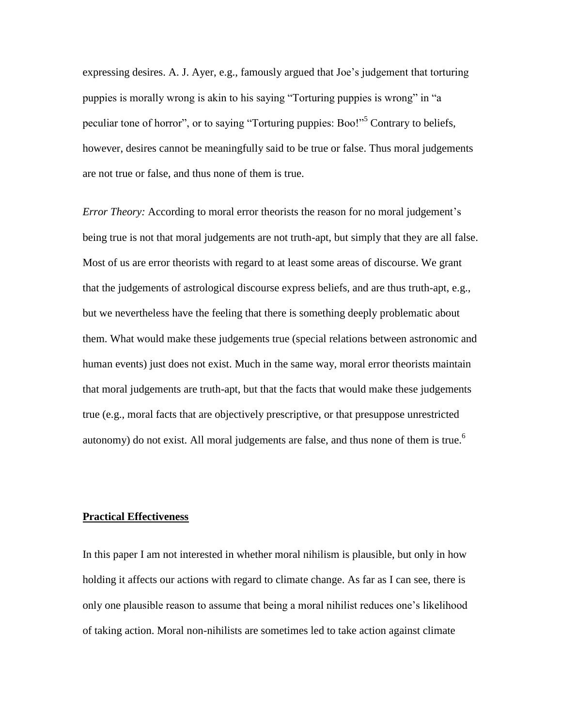expressing desires. A. J. Ayer, e.g., famously argued that Joe's judgement that torturing puppies is morally wrong is akin to his saying "Torturing puppies is wrong" in "a peculiar tone of horror", or to saying "Torturing puppies: Boo!"[5] Contrary to beliefs, however, desires cannot be meaningfully said to be true or false. Thus moral judgements are not true or false, and thus none of them is true.

*Error Theory:* According to moral error theorists the reason for no moral judgement's being true is not that moral judgements are not truth-apt, but simply that they are all false. Most of us are error theorists with regard to at least some areas of discourse. We grant that the judgements of astrological discourse express beliefs, and are thus truth-apt, e.g., but we nevertheless have the feeling that there is something deeply problematic about them. What would make these judgements true (special relations between astronomic and human events) just does not exist. Much in the same way, moral error theorists maintain that moral judgements are truth-apt, but that the facts that would make these judgements true (e.g., moral facts that are objectively prescriptive, or that presuppose unrestricted autonomy) do not exist. All moral judgements are false, and thus none of them is true.[6]

## Practical Effectiveness

In this paper I am not interested in whether moral nihilism is plausible, but only in how holding it affects our actions with regard to climate change. As far as I can see, there is only one plausible reason to assume that being a moral nihilist reduces one's likelihood of taking action. Moral non-nihilists are sometimes led to take action against climate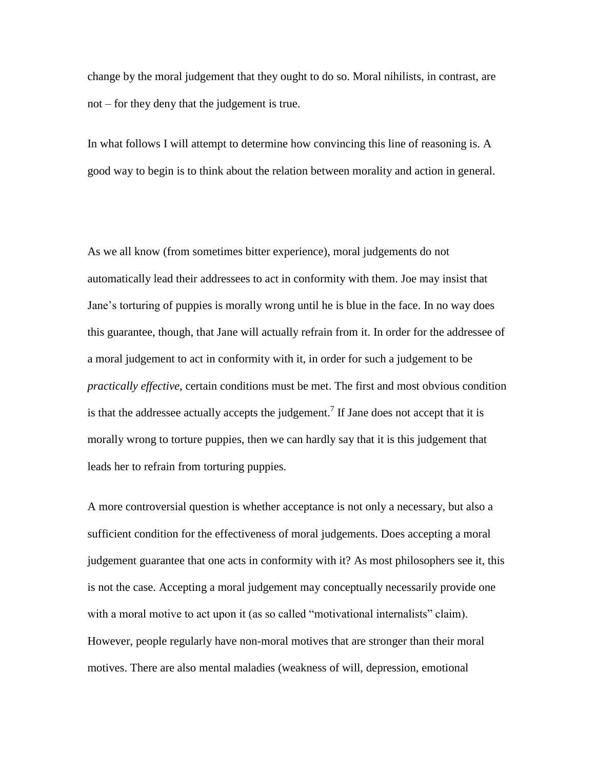change by the moral judgement that they ought to do so. Moral nihilists, in contrast, are not – for they deny that the judgement is true.

In what follows I will attempt to determine how convincing this line of reasoning is. A good way to begin is to think about the relation between morality and action in general.

As we all know (from sometimes bitter experience), moral judgements do not automatically lead their addressees to act in conformity with them. Joe may insist that Jane's torturing of puppies is morally wrong until he is blue in the face. In no way does this guarantee, though, that Jane will actually refrain from it. In order for the addressee of a moral judgement to act in conformity with it, in order for such a judgement to be *practically effective*, certain conditions must be met. The first and most obvious condition is that the addressee actually accepts the judgement.[7] If Jane does not accept that it is morally wrong to torture puppies, then we can hardly say that it is this judgement that leads her to refrain from torturing puppies.

A more controversial question is whether acceptance is not only a necessary, but also a sufficient condition for the effectiveness of moral judgements. Does accepting a moral judgement guarantee that one acts in conformity with it? As most philosophers see it, this is not the case. Accepting a moral judgement may conceptually necessarily provide one with a moral motive to act upon it (as so called "motivational internalists" claim). However, people regularly have non-moral motives that are stronger than their moral motives. There are also mental maladies (weakness of will, depression, emotional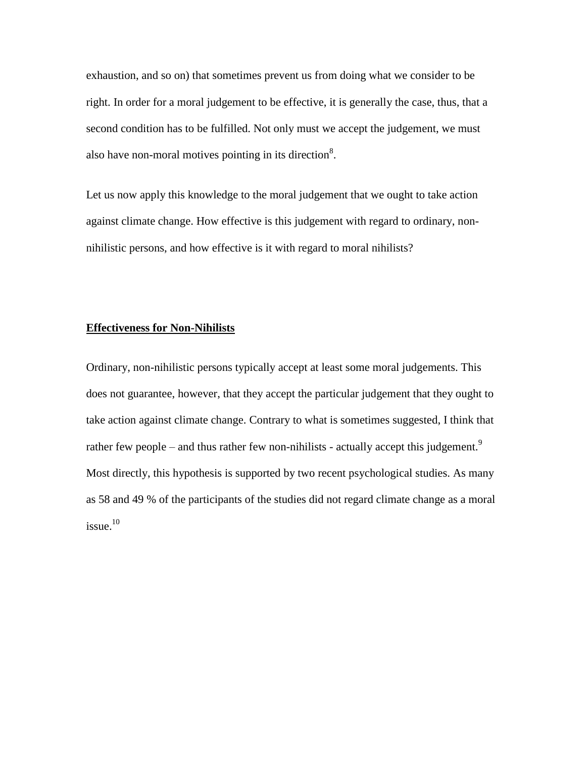exhaustion, and so on) that sometimes prevent us from doing what we consider to be right. In order for a moral judgement to be effective, it is generally the case, thus, that a second condition has to be fulfilled. Not only must we accept the judgement, we must also have non-moral motives pointing in its direction[8].

Let us now apply this knowledge to the moral judgement that we ought to take action against climate change. How effective is this judgement with regard to ordinary, non-nihilistic persons, and how effective is it with regard to moral nihilists?

## **Effectiveness for Non-Nihilists**

Ordinary, non-nihilistic persons typically accept at least some moral judgements. This does not guarantee, however, that they accept the particular judgement that they ought to take action against climate change. Contrary to what is sometimes suggested, I think that rather few people – and thus rather few non-nihilists - actually accept this judgement.[9] Most directly, this hypothesis is supported by two recent psychological studies. As many as 58 and 49 % of the participants of the studies did not regard climate change as a moral issue.[10]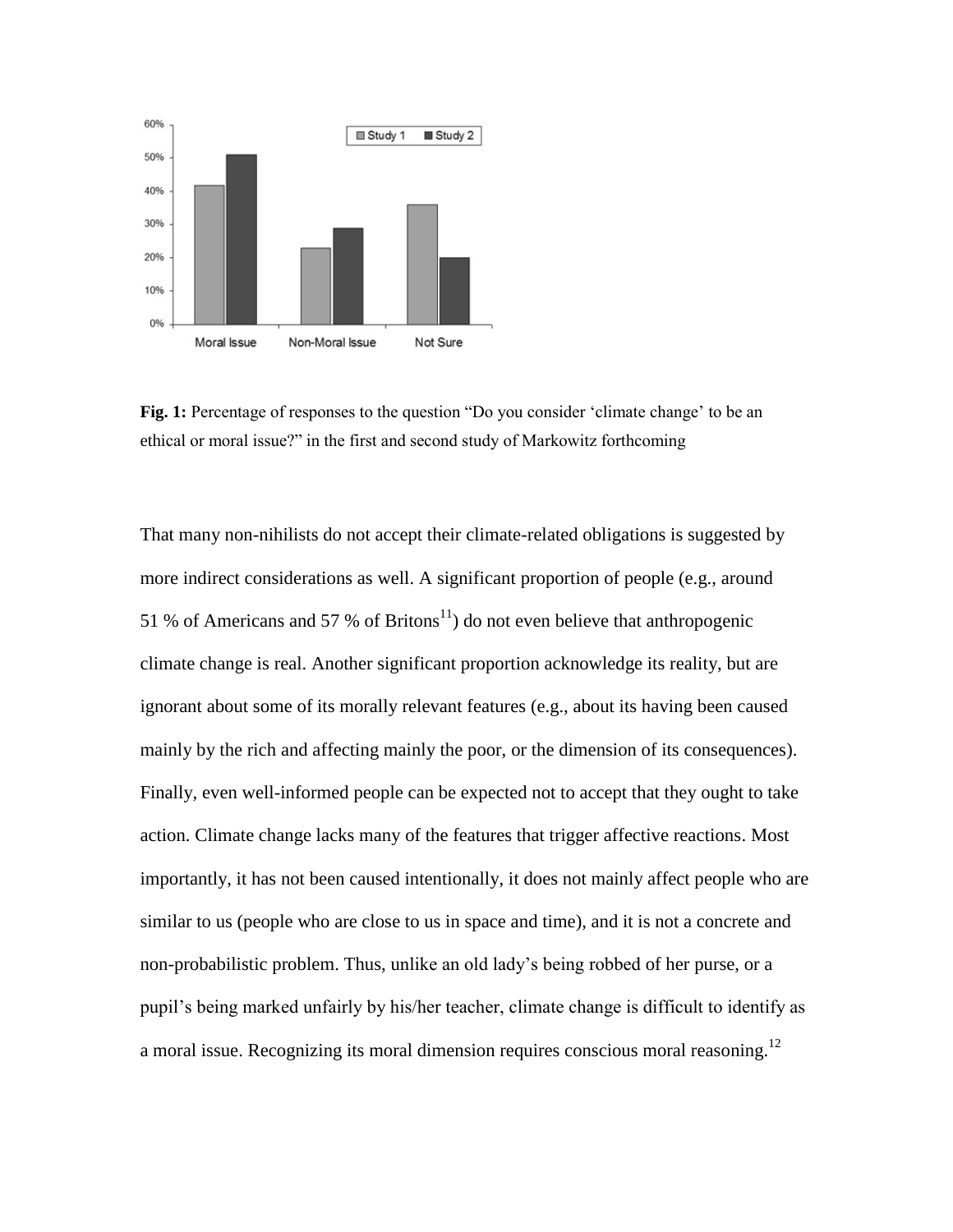**Fig. 1:** Percentage of responses to the question "Do you consider 'climate change' to be an ethical or moral issue?" in the first and second study of Markowitz forthcoming

That many non-nihilists do not accept their climate-related obligations is suggested by more indirect considerations as well. A significant proportion of people (e.g., around 51 % of Americans and 57 % of Britons[11]) do not even believe that anthropogenic climate change is real. Another significant proportion acknowledge its reality, but are ignorant about some of its morally relevant features (e.g., about its having been caused mainly by the rich and affecting mainly the poor, or the dimension of its consequences). Finally, even well-informed people can be expected not to accept that they ought to take action. Climate change lacks many of the features that trigger affective reactions. Most importantly, it has not been caused intentionally, it does not mainly affect people who are similar to us (people who are close to us in space and time), and it is not a concrete and non-probabilistic problem. Thus, unlike an old lady's being robbed of her purse, or a pupil's being marked unfairly by his/her teacher, climate change is difficult to identify as a moral issue. Recognizing its moral dimension requires conscious moral reasoning.[12]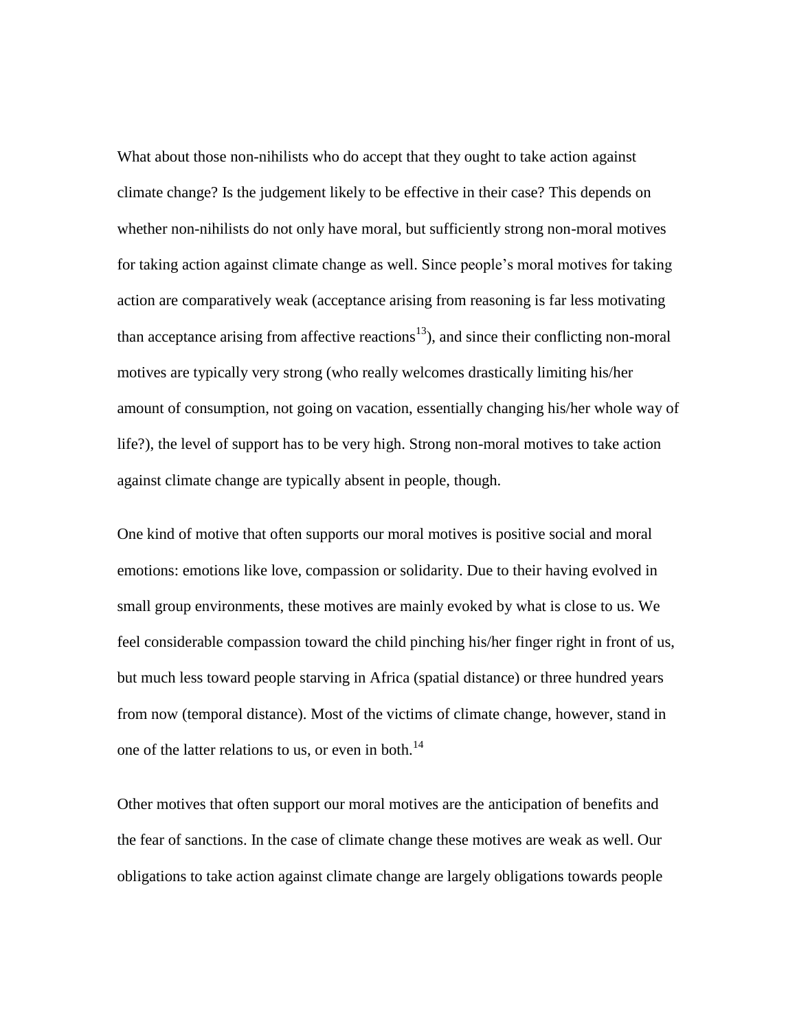What about those non-nihilists who do accept that they ought to take action against climate change? Is the judgement likely to be effective in their case? This depends on whether non-nihilists do not only have moral, but sufficiently strong non-moral motives for taking action against climate change as well. Since people's moral motives for taking action are comparatively weak (acceptance arising from reasoning is far less motivating than acceptance arising from affective reactions[13]), and since their conflicting non-moral motives are typically very strong (who really welcomes drastically limiting his/her amount of consumption, not going on vacation, essentially changing his/her whole way of life?), the level of support has to be very high. Strong non-moral motives to take action against climate change are typically absent in people, though.

One kind of motive that often supports our moral motives is positive social and moral emotions: emotions like love, compassion or solidarity. Due to their having evolved in small group environments, these motives are mainly evoked by what is close to us. We feel considerable compassion toward the child pinching his/her finger right in front of us, but much less toward people starving in Africa (spatial distance) or three hundred years from now (temporal distance). Most of the victims of climate change, however, stand in one of the latter relations to us, or even in both.[14]

Other motives that often support our moral motives are the anticipation of benefits and the fear of sanctions. In the case of climate change these motives are weak as well. Our obligations to take action against climate change are largely obligations towards people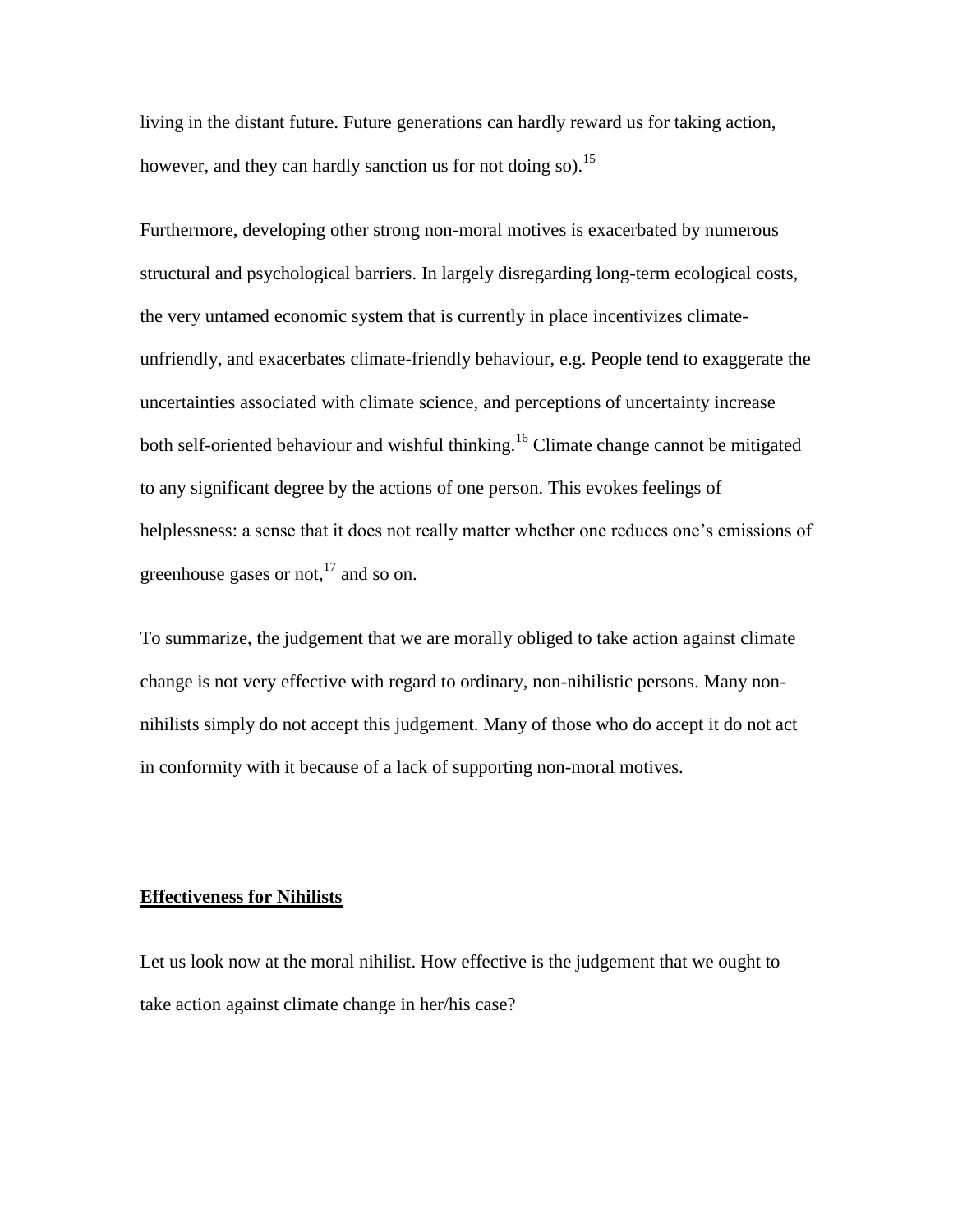living in the distant future. Future generations can hardly reward us for taking action, however, and they can hardly sanction us for not doing so).[15]

Furthermore, developing other strong non-moral motives is exacerbated by numerous structural and psychological barriers. In largely disregarding long-term ecological costs, the very untamed economic system that is currently in place incentivizes climate-unfriendly, and exacerbates climate-friendly behaviour, e.g. People tend to exaggerate the uncertainties associated with climate science, and perceptions of uncertainty increase both self-oriented behaviour and wishful thinking.[16] Climate change cannot be mitigated to any significant degree by the actions of one person. This evokes feelings of helplessness: a sense that it does not really matter whether one reduces one's emissions of greenhouse gases or not,[17] and so on.

To summarize, the judgement that we are morally obliged to take action against climate change is not very effective with regard to ordinary, non-nihilistic persons. Many non-nihilists simply do not accept this judgement. Many of those who do accept it do not act in conformity with it because of a lack of supporting non-moral motives.

## Effectiveness for Nihilists

Let us look now at the moral nihilist. How effective is the judgement that we ought to take action against climate change in her/his case?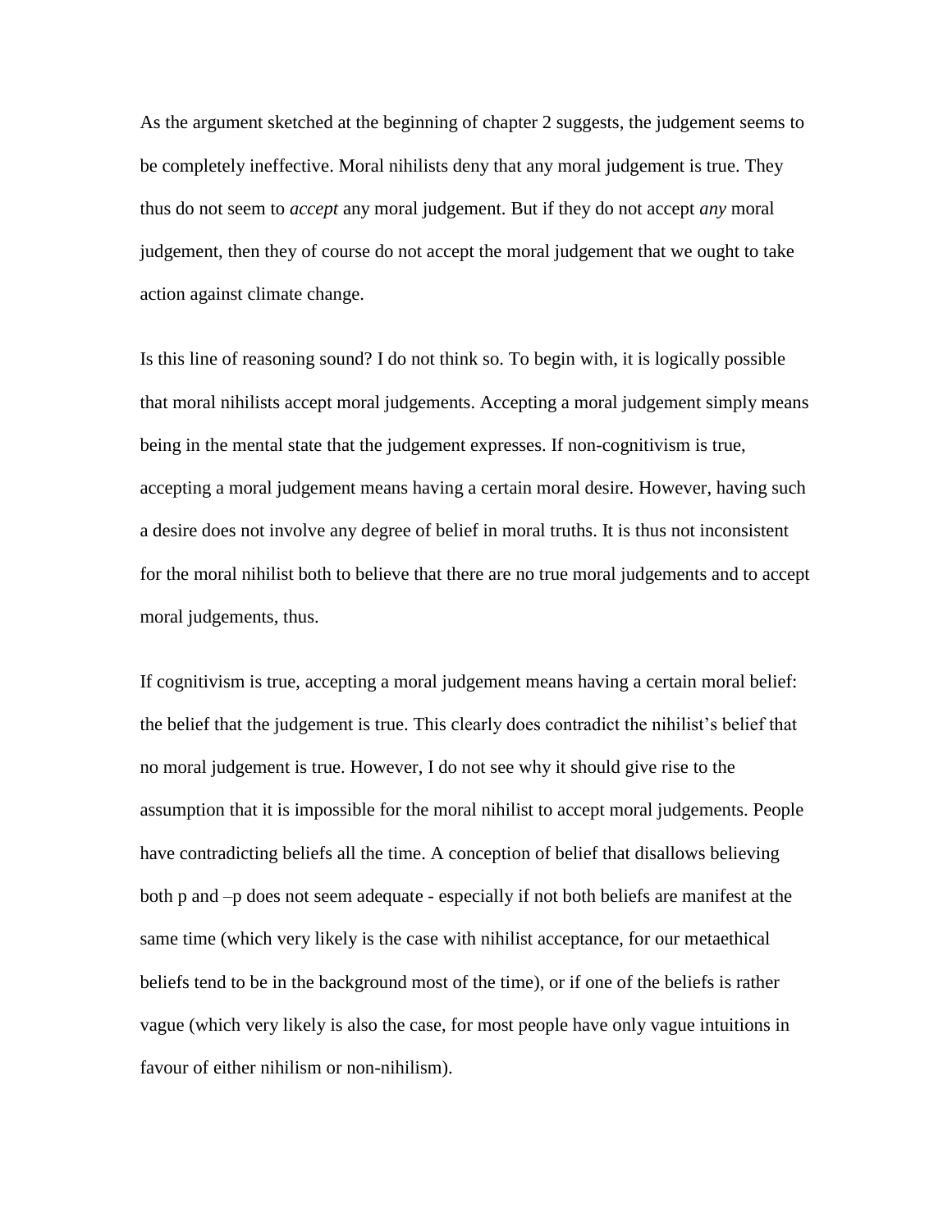As the argument sketched at the beginning of chapter 2 suggests, the judgement seems to be completely ineffective. Moral nihilists deny that any moral judgement is true. They thus do not seem to *accept* any moral judgement. But if they do not accept *any* moral judgement, then they of course do not accept the moral judgement that we ought to take action against climate change.

Is this line of reasoning sound? I do not think so. To begin with, it is logically possible that moral nihilists accept moral judgements. Accepting a moral judgement simply means being in the mental state that the judgement expresses. If non-cognitivism is true, accepting a moral judgement means having a certain moral desire. However, having such a desire does not involve any degree of belief in moral truths. It is thus not inconsistent for the moral nihilist both to believe that there are no true moral judgements and to accept moral judgements, thus.

If cognitivism is true, accepting a moral judgement means having a certain moral belief: the belief that the judgement is true. This clearly does contradict the nihilist's belief that no moral judgement is true. However, I do not see why it should give rise to the assumption that it is impossible for the moral nihilist to accept moral judgements. People have contradicting beliefs all the time. A conception of belief that disallows believing both p and –p does not seem adequate - especially if not both beliefs are manifest at the same time (which very likely is the case with nihilist acceptance, for our metaethical beliefs tend to be in the background most of the time), or if one of the beliefs is rather vague (which very likely is also the case, for most people have only vague intuitions in favour of either nihilism or non-nihilism).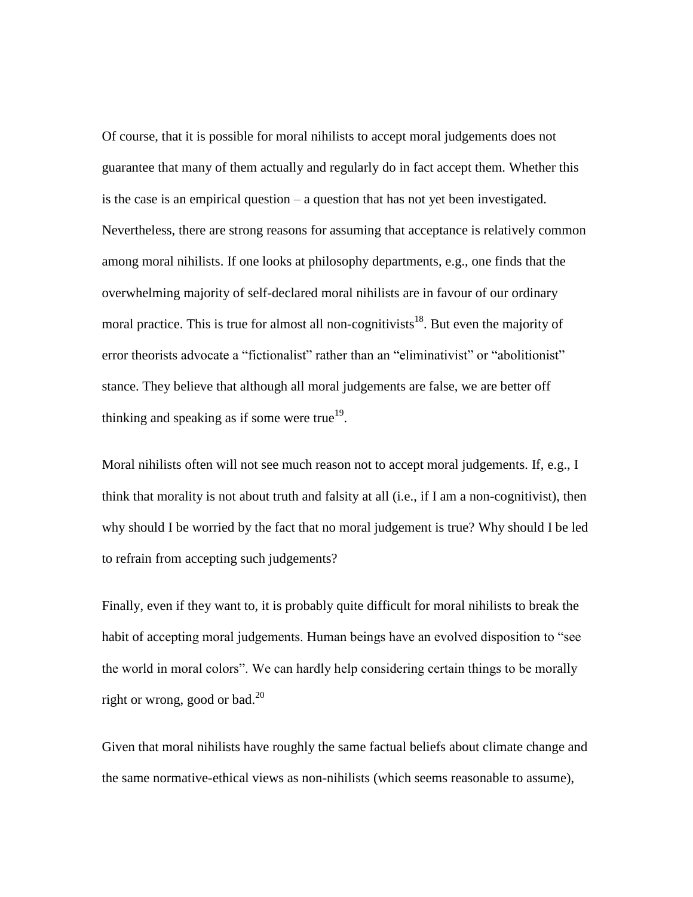Of course, that it is possible for moral nihilists to accept moral judgements does not guarantee that many of them actually and regularly do in fact accept them. Whether this is the case is an empirical question – a question that has not yet been investigated. Nevertheless, there are strong reasons for assuming that acceptance is relatively common among moral nihilists. If one looks at philosophy departments, e.g., one finds that the overwhelming majority of self-declared moral nihilists are in favour of our ordinary moral practice. This is true for almost all non-cognitivists[18]. But even the majority of error theorists advocate a "fictionalist" rather than an "eliminativist" or "abolitionist" stance. They believe that although all moral judgements are false, we are better off thinking and speaking as if some were true[19].

Moral nihilists often will not see much reason not to accept moral judgements. If, e.g., I think that morality is not about truth and falsity at all (i.e., if I am a non-cognitivist), then why should I be worried by the fact that no moral judgement is true? Why should I be led to refrain from accepting such judgements?

Finally, even if they want to, it is probably quite difficult for moral nihilists to break the habit of accepting moral judgements. Human beings have an evolved disposition to "see the world in moral colors". We can hardly help considering certain things to be morally right or wrong, good or bad.[20]

Given that moral nihilists have roughly the same factual beliefs about climate change and the same normative-ethical views as non-nihilists (which seems reasonable to assume),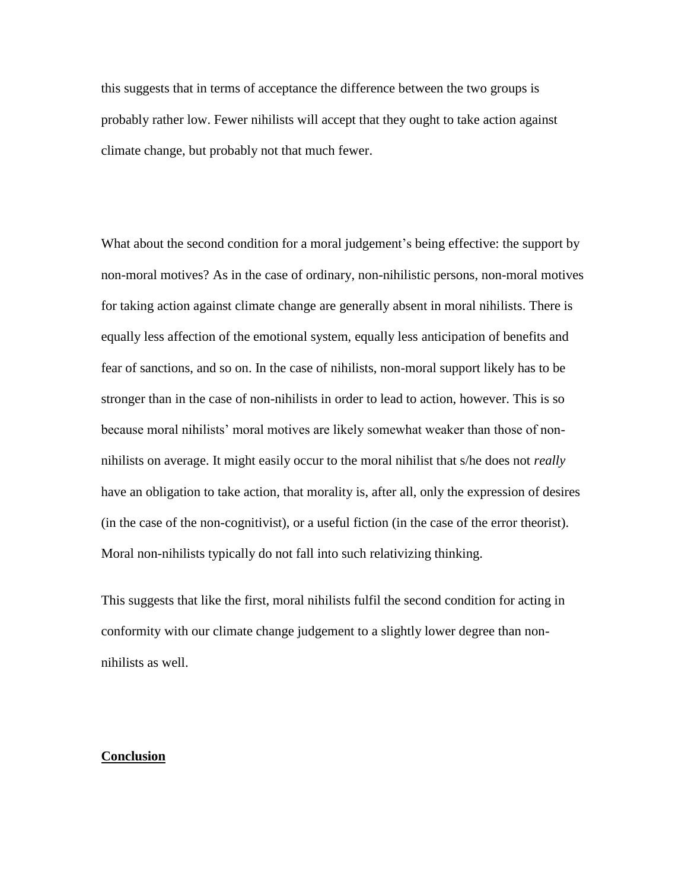this suggests that in terms of acceptance the difference between the two groups is probably rather low. Fewer nihilists will accept that they ought to take action against climate change, but probably not that much fewer.

What about the second condition for a moral judgement's being effective: the support by non-moral motives? As in the case of ordinary, non-nihilistic persons, non-moral motives for taking action against climate change are generally absent in moral nihilists. There is equally less affection of the emotional system, equally less anticipation of benefits and fear of sanctions, and so on. In the case of nihilists, non-moral support likely has to be stronger than in the case of non-nihilists in order to lead to action, however. This is so because moral nihilists' moral motives are likely somewhat weaker than those of non-nihilists on average. It might easily occur to the moral nihilist that s/he does not *really* have an obligation to take action, that morality is, after all, only the expression of desires (in the case of the non-cognitivist), or a useful fiction (in the case of the error theorist). Moral non-nihilists typically do not fall into such relativizing thinking.

This suggests that like the first, moral nihilists fulfil the second condition for acting in conformity with our climate change judgement to a slightly lower degree than non-nihilists as well.

## Conclusion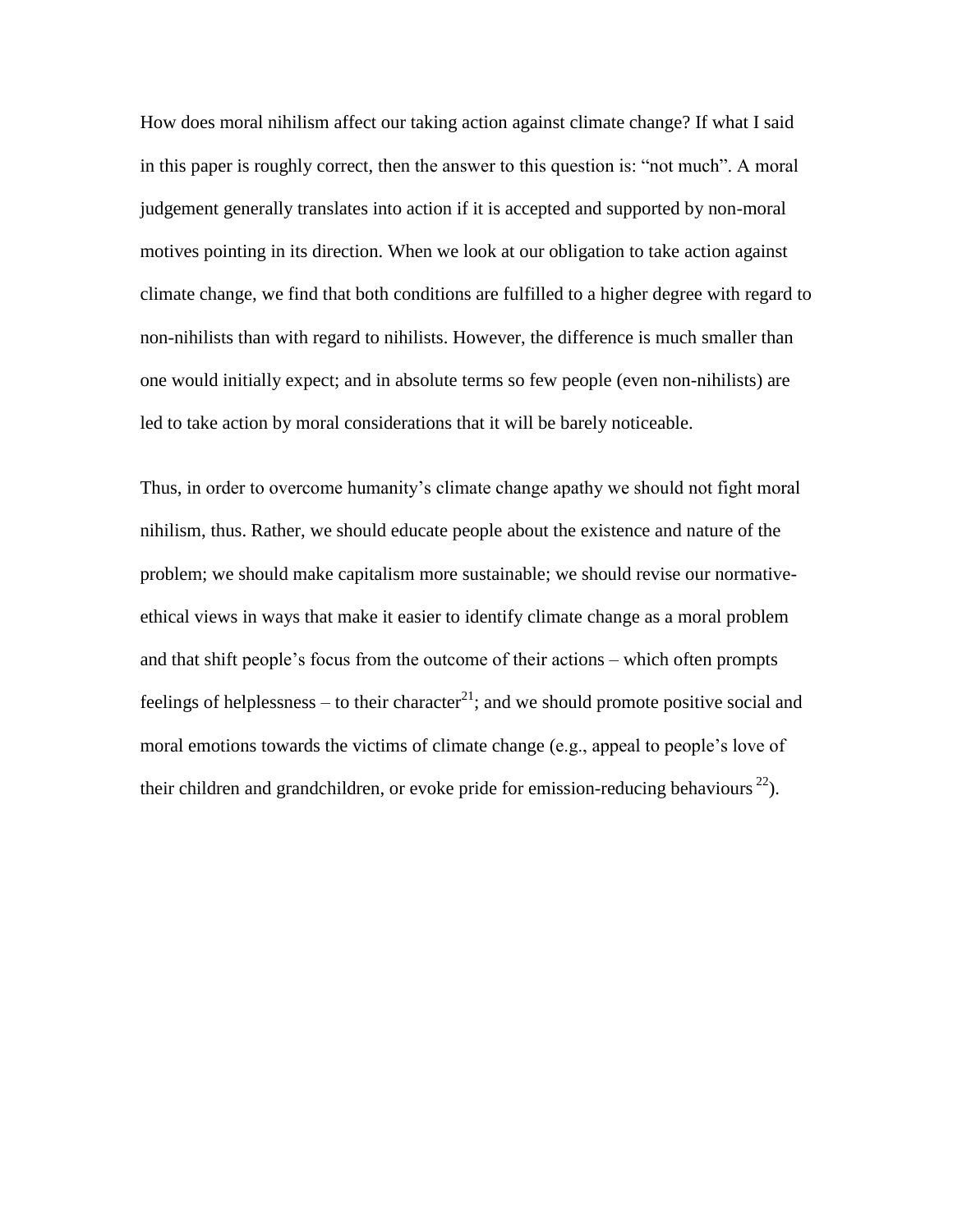How does moral nihilism affect our taking action against climate change? If what I said in this paper is roughly correct, then the answer to this question is: "not much". A moral judgement generally translates into action if it is accepted and supported by non-moral motives pointing in its direction. When we look at our obligation to take action against climate change, we find that both conditions are fulfilled to a higher degree with regard to non-nihilists than with regard to nihilists. However, the difference is much smaller than one would initially expect; and in absolute terms so few people (even non-nihilists) are led to take action by moral considerations that it will be barely noticeable.

Thus, in order to overcome humanity's climate change apathy we should not fight moral nihilism, thus. Rather, we should educate people about the existence and nature of the problem; we should make capitalism more sustainable; we should revise our normative-ethical views in ways that make it easier to identify climate change as a moral problem and that shift people's focus from the outcome of their actions – which often prompts feelings of helplessness – to their character[21]; and we should promote positive social and moral emotions towards the victims of climate change (e.g., appeal to people's love of their children and grandchildren, or evoke pride for emission-reducing behaviours [22]).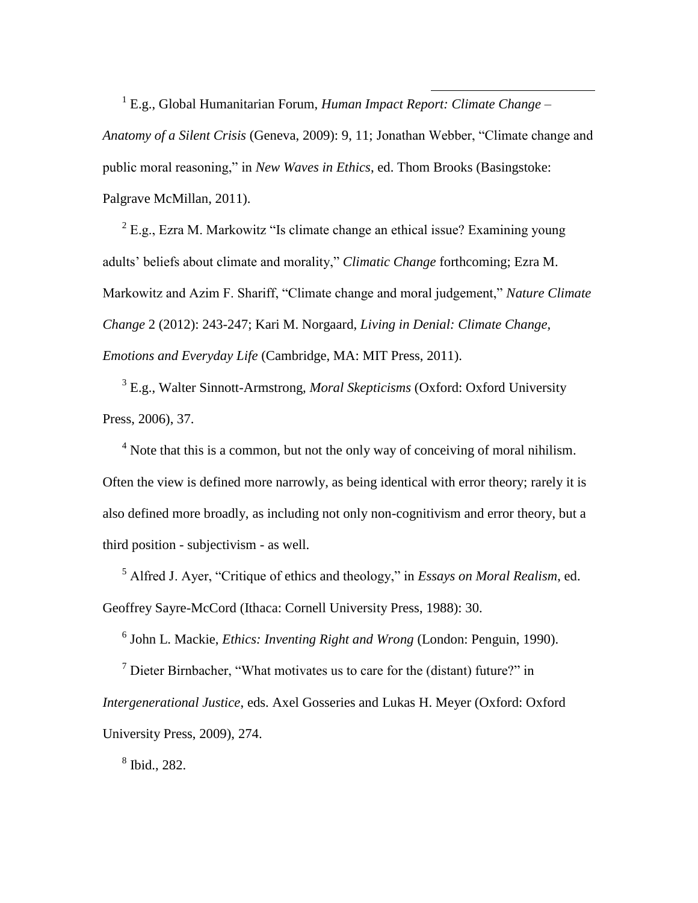[1] E.g., Global Humanitarian Forum, *Human Impact Report: Climate Change – Anatomy of a Silent Crisis* (Geneva, 2009): 9, 11; Jonathan Webber, "Climate change and public moral reasoning," in *New Waves in Ethics*, ed. Thom Brooks (Basingstoke: Palgrave McMillan, 2011).

[2] E.g., Ezra M. Markowitz "Is climate change an ethical issue? Examining young adults' beliefs about climate and morality," *Climatic Change* forthcoming; Ezra M. Markowitz and Azim F. Shariff, "Climate change and moral judgement," *Nature Climate Change* 2 (2012): 243-247; Kari M. Norgaard, *Living in Denial: Climate Change, Emotions and Everyday Life* (Cambridge, MA: MIT Press, 2011).

[3] E.g., Walter Sinnott-Armstrong, *Moral Skepticisms* (Oxford: Oxford University Press, 2006), 37.

[4] Note that this is a common, but not the only way of conceiving of moral nihilism. Often the view is defined more narrowly, as being identical with error theory; rarely it is also defined more broadly, as including not only non-cognitivism and error theory, but a third position - subjectivism - as well.

[5] Alfred J. Ayer, "Critique of ethics and theology," in *Essays on Moral Realism*, ed. Geoffrey Sayre-McCord (Ithaca: Cornell University Press, 1988): 30.

[6] John L. Mackie, *Ethics: Inventing Right and Wrong* (London: Penguin, 1990).

[7] Dieter Birnbacher, "What motivates us to care for the (distant) future?" in *Intergenerational Justice*, eds. Axel Gosseries and Lukas H. Meyer (Oxford: Oxford University Press, 2009), 274.

[8] Ibid., 282.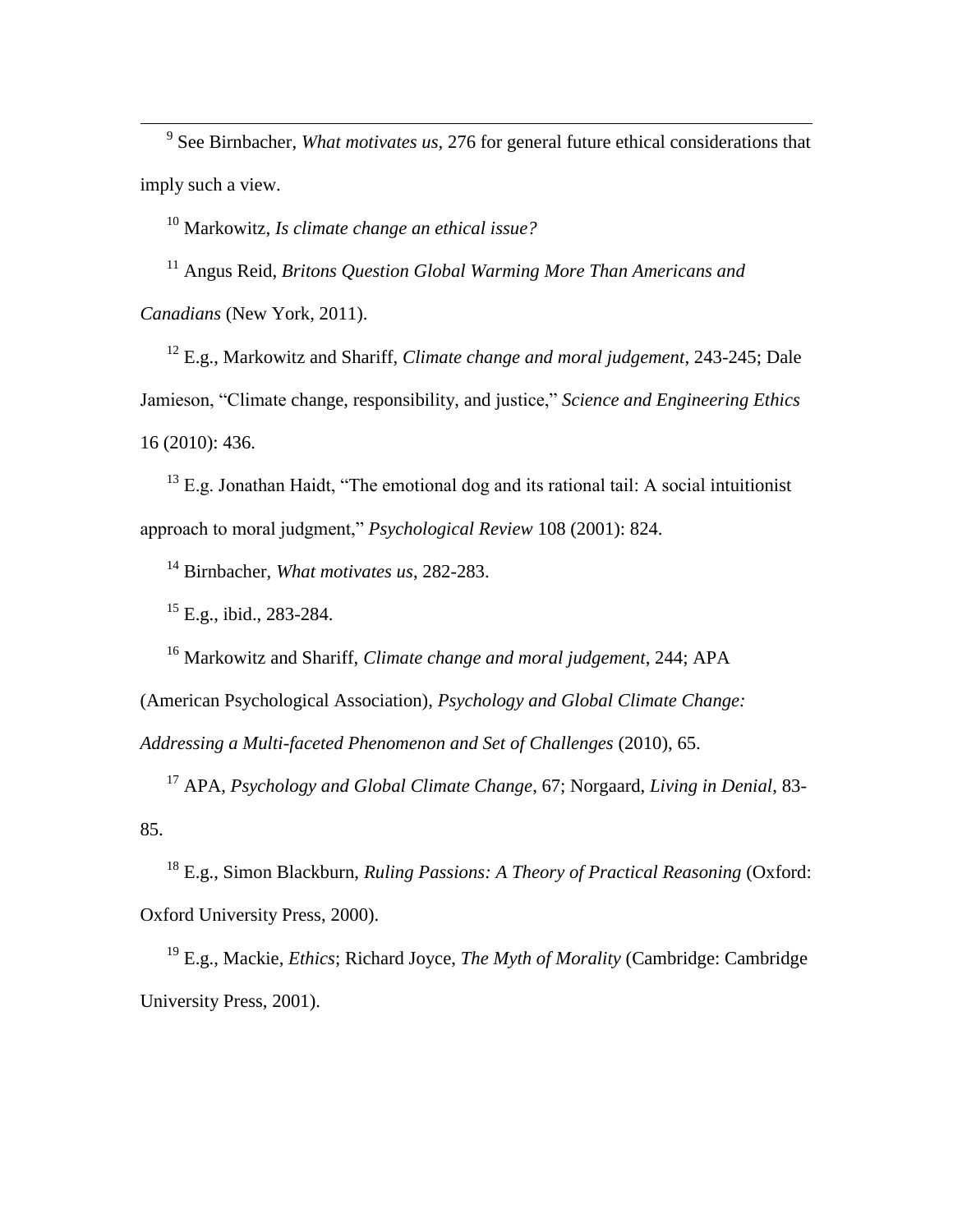[9] See Birnbacher, *What motivates us*, 276 for general future ethical considerations that imply such a view.

[10] Markowitz, *Is climate change an ethical issue?*

[11] Angus Reid, *Britons Question Global Warming More Than Americans and Canadians* (New York, 2011).

[12] E.g., Markowitz and Shariff, *Climate change and moral judgement*, 243-245; Dale Jamieson, "Climate change, responsibility, and justice," *Science and Engineering Ethics* 16 (2010): 436.

[13] E.g. Jonathan Haidt, "The emotional dog and its rational tail: A social intuitionist approach to moral judgment," *Psychological Review* 108 (2001): 824.

[14] Birnbacher, *What motivates us*, 282-283.

[15] E.g., ibid., 283-284.

[16] Markowitz and Shariff, *Climate change and moral judgement*, 244; APA (American Psychological Association), *Psychology and Global Climate Change: Addressing a Multi-faceted Phenomenon and Set of Challenges* (2010), 65.

[17] APA, *Psychology and Global Climate Change*, 67; Norgaard, *Living in Denial*, 83-85.

[18] E.g., Simon Blackburn, *Ruling Passions: A Theory of Practical Reasoning* (Oxford: Oxford University Press, 2000).

[19] E.g., Mackie, *Ethics*; Richard Joyce, *The Myth of Morality* (Cambridge: Cambridge University Press, 2001).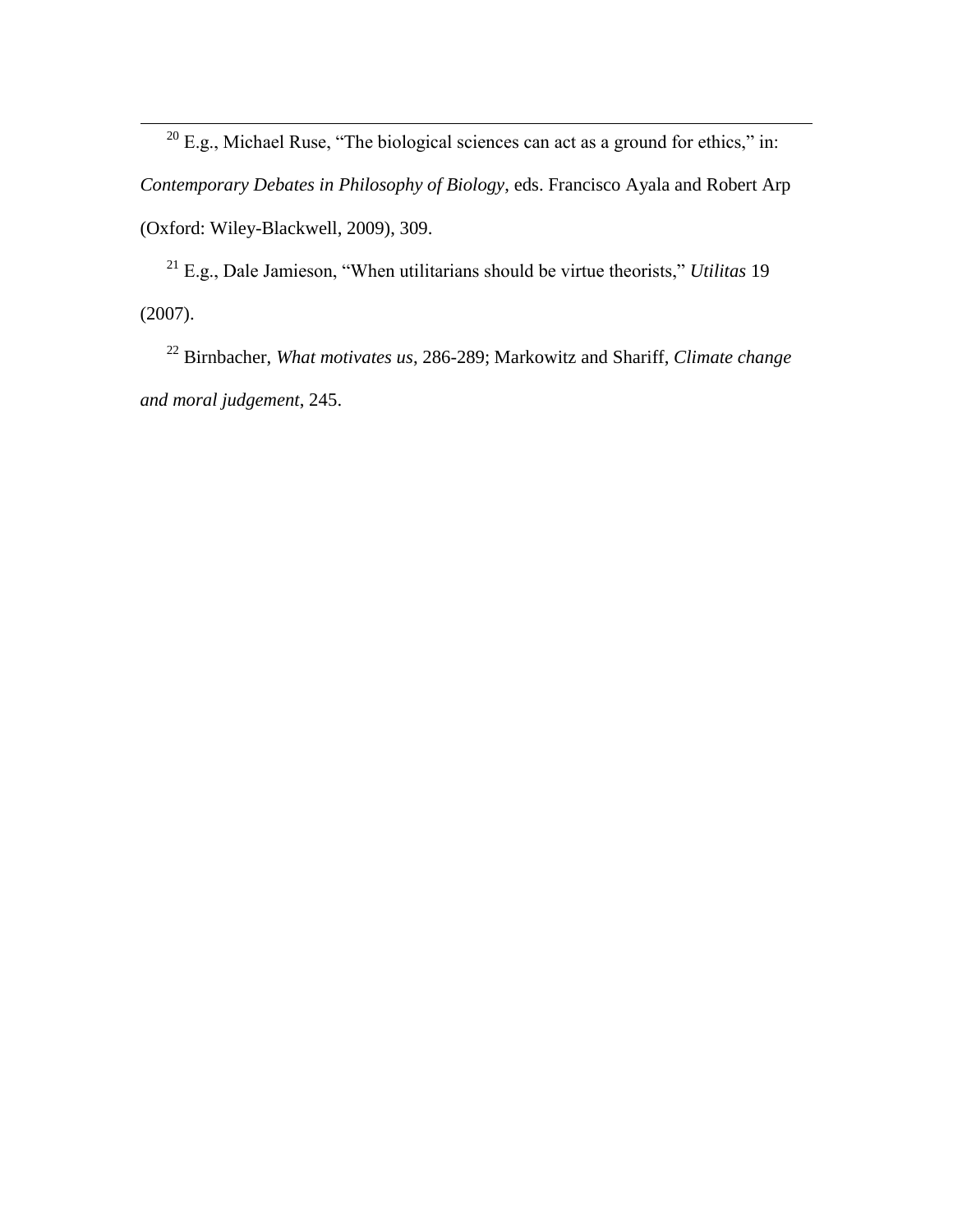[20] E.g., Michael Ruse, "The biological sciences can act as a ground for ethics," in: *Contemporary Debates in Philosophy of Biology*, eds. Francisco Ayala and Robert Arp (Oxford: Wiley-Blackwell, 2009), 309.

[21] E.g., Dale Jamieson, "When utilitarians should be virtue theorists," *Utilitas* 19 (2007).

[22] Birnbacher, *What motivates us*, 286-289; Markowitz and Shariff, *Climate change and moral judgement*, 245.